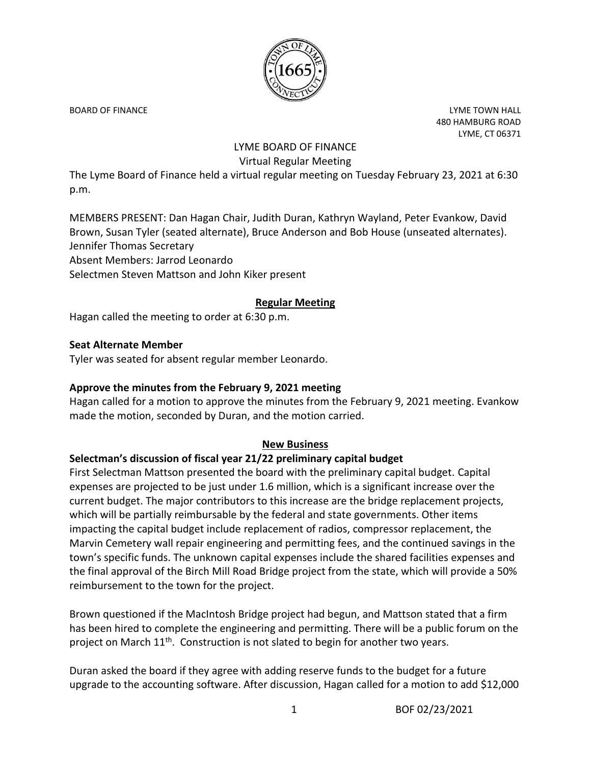BOARD OF FINANCE

LYME TOWN HALL
480 HAMBURG ROAD
LYME, CT 06371

# LYME BOARD OF FINANCE

## Virtual Regular Meeting

The Lyme Board of Finance held a virtual regular meeting on Tuesday February 23, 2021 at 6:30 p.m.

MEMBERS PRESENT: Dan Hagan Chair, Judith Duran, Kathryn Wayland, Peter Evankow, David Brown, Susan Tyler (seated alternate), Bruce Anderson and Bob House (unseated alternates). Jennifer Thomas Secretary
Absent Members: Jarrod Leonardo
Selectmen Steven Mattson and John Kiker present

## Regular Meeting

Hagan called the meeting to order at 6:30 p.m.

**Seat Alternate Member**

Tyler was seated for absent regular member Leonardo.

**Approve the minutes from the February 9, 2021 meeting**

Hagan called for a motion to approve the minutes from the February 9, 2021 meeting. Evankow made the motion, seconded by Duran, and the motion carried.

## New Business

**Selectman's discussion of fiscal year 21/22 preliminary capital budget**

First Selectman Mattson presented the board with the preliminary capital budget. Capital expenses are projected to be just under 1.6 million, which is a significant increase over the current budget. The major contributors to this increase are the bridge replacement projects, which will be partially reimbursable by the federal and state governments. Other items impacting the capital budget include replacement of radios, compressor replacement, the Marvin Cemetery wall repair engineering and permitting fees, and the continued savings in the town's specific funds. The unknown capital expenses include the shared facilities expenses and the final approval of the Birch Mill Road Bridge project from the state, which will provide a 50% reimbursement to the town for the project.

Brown questioned if the MacIntosh Bridge project had begun, and Mattson stated that a firm has been hired to complete the engineering and permitting. There will be a public forum on the project on March 11th. Construction is not slated to begin for another two years.

Duran asked the board if they agree with adding reserve funds to the budget for a future upgrade to the accounting software. After discussion, Hagan called for a motion to add $12,000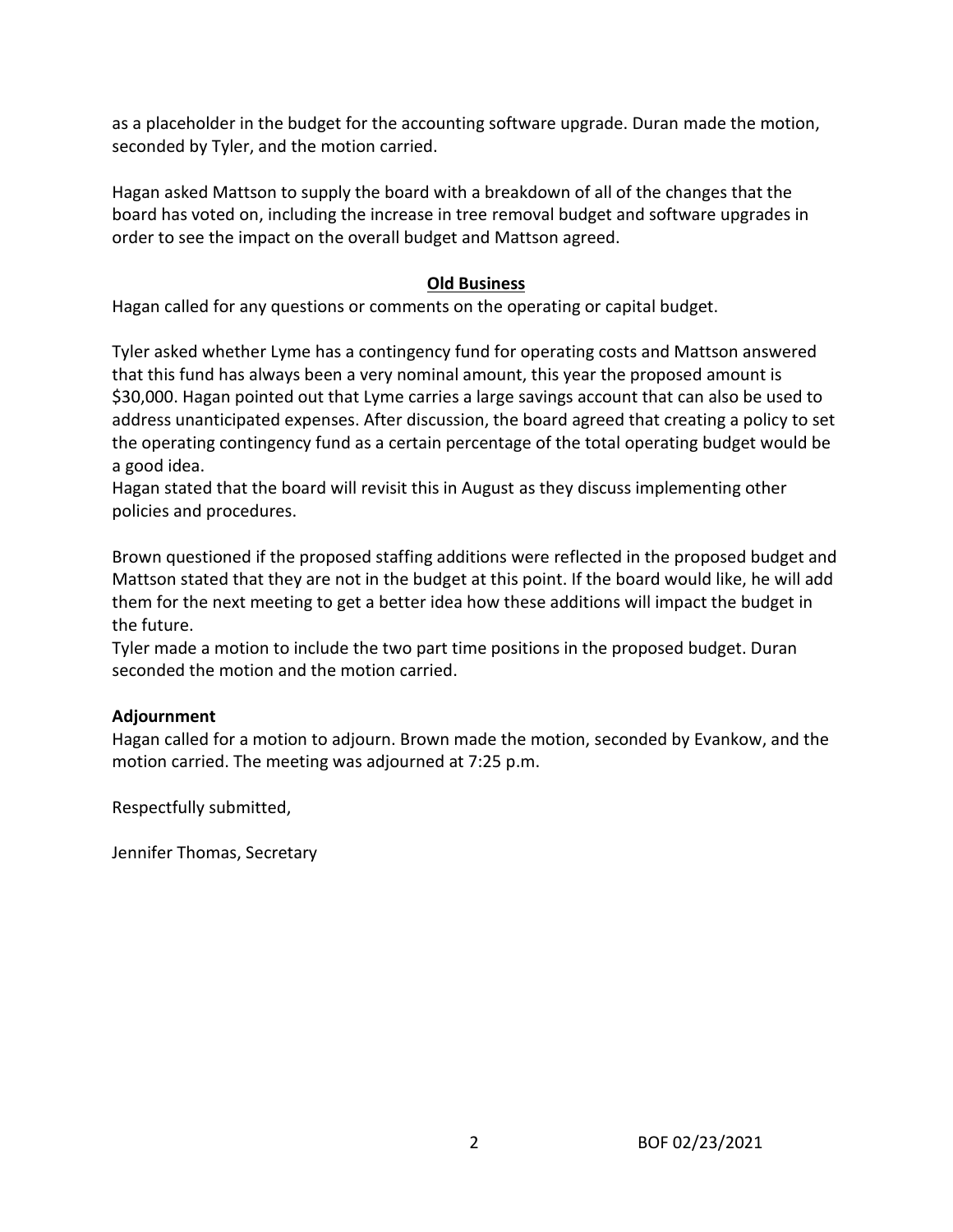as a placeholder in the budget for the accounting software upgrade. Duran made the motion, seconded by Tyler, and the motion carried.

Hagan asked Mattson to supply the board with a breakdown of all of the changes that the board has voted on, including the increase in tree removal budget and software upgrades in order to see the impact on the overall budget and Mattson agreed.

## Old Business

Hagan called for any questions or comments on the operating or capital budget.

Tyler asked whether Lyme has a contingency fund for operating costs and Mattson answered that this fund has always been a very nominal amount, this year the proposed amount is $30,000. Hagan pointed out that Lyme carries a large savings account that can also be used to address unanticipated expenses. After discussion, the board agreed that creating a policy to set the operating contingency fund as a certain percentage of the total operating budget would be a good idea.
Hagan stated that the board will revisit this in August as they discuss implementing other policies and procedures.

Brown questioned if the proposed staffing additions were reflected in the proposed budget and Mattson stated that they are not in the budget at this point. If the board would like, he will add them for the next meeting to get a better idea how these additions will impact the budget in the future.
Tyler made a motion to include the two part time positions in the proposed budget. Duran seconded the motion and the motion carried.

**Adjournment**
Hagan called for a motion to adjourn. Brown made the motion, seconded by Evankow, and the motion carried. The meeting was adjourned at 7:25 p.m.

Respectfully submitted,

Jennifer Thomas, Secretary